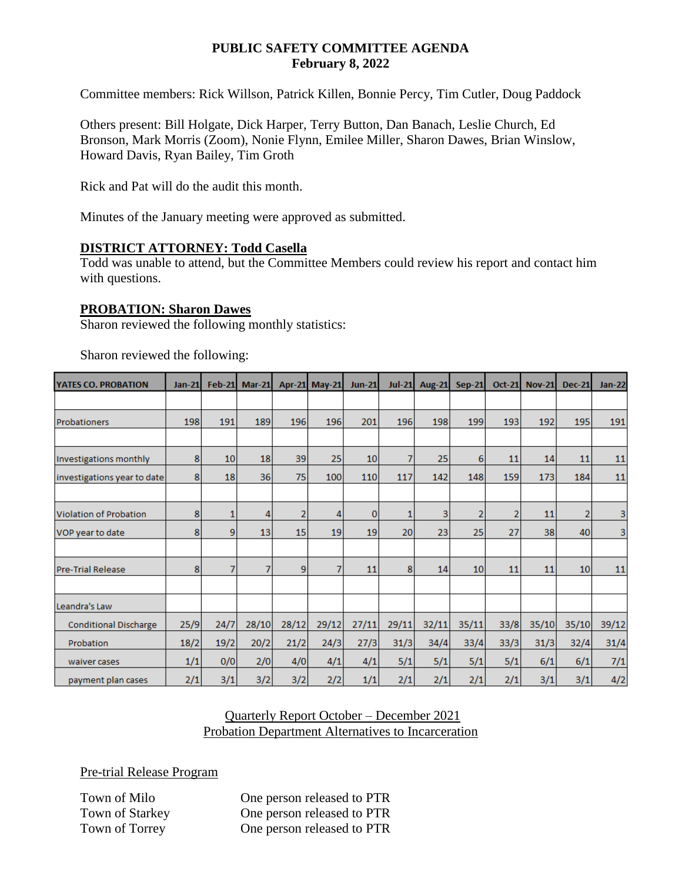**PUBLIC SAFETY COMMITTEE AGENDA**
**February 8, 2022**

Committee members: Rick Willson, Patrick Killen, Bonnie Percy, Tim Cutler, Doug Paddock

Others present: Bill Holgate, Dick Harper, Terry Button, Dan Banach, Leslie Church, Ed Bronson, Mark Morris (Zoom), Nonie Flynn, Emilee Miller, Sharon Dawes, Brian Winslow, Howard Davis, Ryan Bailey, Tim Groth

Rick and Pat will do the audit this month.

Minutes of the January meeting were approved as submitted.

**DISTRICT ATTORNEY: Todd Casella**
Todd was unable to attend, but the Committee Members could review his report and contact him with questions.

**PROBATION: Sharon Dawes**
Sharon reviewed the following monthly statistics:

Sharon reviewed the following:

| YATES CO. PROBATION | Jan-21 | Feb-21 | Mar-21 | Apr-21 | May-21 | Jun-21 | Jul-21 | Aug-21 | Sep-21 | Oct-21 | Nov-21 | Dec-21 | Jan-22 |
|---|---|---|---|---|---|---|---|---|---|---|---|---|---|
| | | | | | | | | | | | | | |
| Probationers | 198 | 191 | 189 | 196 | 196 | 201 | 196 | 198 | 199 | 193 | 192 | 195 | 191 |
| | | | | | | | | | | | | | |
| Investigations monthly | 8 | 10 | 18 | 39 | 25 | 10 | 7 | 25 | 6 | 11 | 14 | 11 | 11 |
| investigations year to date | 8 | 18 | 36 | 75 | 100 | 110 | 117 | 142 | 148 | 159 | 173 | 184 | 11 |
| | | | | | | | | | | | | | |
| Violation of Probation | 8 | 1 | 4 | 2 | 4 | 0 | 1 | 3 | 2 | 2 | 11 | 2 | 3 |
| VOP year to date | 8 | 9 | 13 | 15 | 19 | 19 | 20 | 23 | 25 | 27 | 38 | 40 | 3 |
| | | | | | | | | | | | | | |
| Pre-Trial Release | 8 | 7 | 7 | 9 | 7 | 11 | 8 | 14 | 10 | 11 | 11 | 10 | 11 |
| | | | | | | | | | | | | | |
| Leandra's Law | | | | | | | | | | | | | |
| Conditional Discharge | 25/9 | 24/7 | 28/10 | 28/12 | 29/12 | 27/11 | 29/11 | 32/11 | 35/11 | 33/8 | 35/10 | 35/10 | 39/12 |
| Probation | 18/2 | 19/2 | 20/2 | 21/2 | 24/3 | 27/3 | 31/3 | 34/4 | 33/4 | 33/3 | 31/3 | 32/4 | 31/4 |
| waiver cases | 1/1 | 0/0 | 2/0 | 4/0 | 4/1 | 4/1 | 5/1 | 5/1 | 5/1 | 5/1 | 6/1 | 6/1 | 7/1 |
| payment plan cases | 2/1 | 3/1 | 3/2 | 3/2 | 2/2 | 1/1 | 2/1 | 2/1 | 2/1 | 2/1 | 3/1 | 3/1 | 4/2 |

Quarterly Report October – December 2021
Probation Department Alternatives to Incarceration

Pre-trial Release Program

| | |
|---|---|
| Town of Milo | One person released to PTR |
| Town of Starkey | One person released to PTR |
| Town of Torrey | One person released to PTR |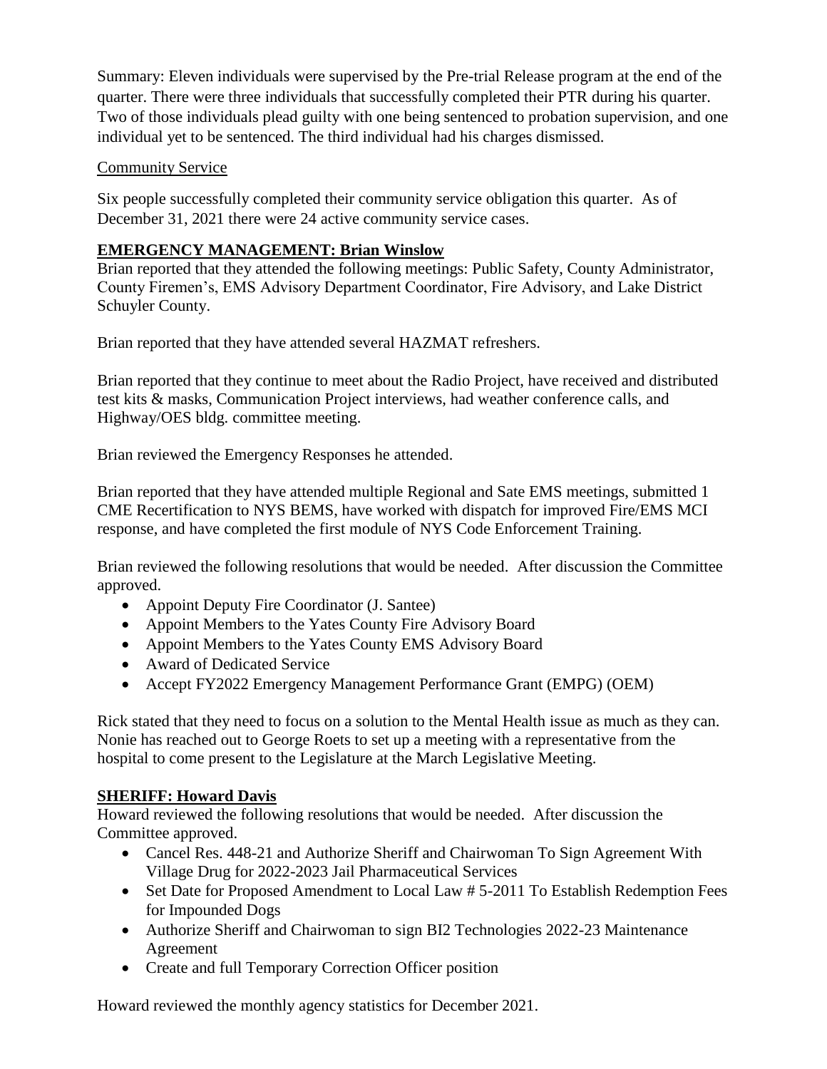Summary: Eleven individuals were supervised by the Pre-trial Release program at the end of the quarter. There were three individuals that successfully completed their PTR during his quarter. Two of those individuals plead guilty with one being sentenced to probation supervision, and one individual yet to be sentenced. The third individual had his charges dismissed.

Community Service

Six people successfully completed their community service obligation this quarter. As of December 31, 2021 there were 24 active community service cases.

**EMERGENCY MANAGEMENT: Brian Winslow**

Brian reported that they attended the following meetings: Public Safety, County Administrator, County Firemen's, EMS Advisory Department Coordinator, Fire Advisory, and Lake District Schuyler County.

Brian reported that they have attended several HAZMAT refreshers.

Brian reported that they continue to meet about the Radio Project, have received and distributed test kits & masks, Communication Project interviews, had weather conference calls, and Highway/OES bldg. committee meeting.

Brian reviewed the Emergency Responses he attended.

Brian reported that they have attended multiple Regional and Sate EMS meetings, submitted 1 CME Recertification to NYS BEMS, have worked with dispatch for improved Fire/EMS MCI response, and have completed the first module of NYS Code Enforcement Training.

Brian reviewed the following resolutions that would be needed. After discussion the Committee approved.

- Appoint Deputy Fire Coordinator (J. Santee)
- Appoint Members to the Yates County Fire Advisory Board
- Appoint Members to the Yates County EMS Advisory Board
- Award of Dedicated Service
- Accept FY2022 Emergency Management Performance Grant (EMPG) (OEM)

Rick stated that they need to focus on a solution to the Mental Health issue as much as they can. Nonie has reached out to George Roets to set up a meeting with a representative from the hospital to come present to the Legislature at the March Legislative Meeting.

**SHERIFF: Howard Davis**

Howard reviewed the following resolutions that would be needed. After discussion the Committee approved.

- Cancel Res. 448-21 and Authorize Sheriff and Chairwoman To Sign Agreement With Village Drug for 2022-2023 Jail Pharmaceutical Services
- Set Date for Proposed Amendment to Local Law # 5-2011 To Establish Redemption Fees for Impounded Dogs
- Authorize Sheriff and Chairwoman to sign BI2 Technologies 2022-23 Maintenance Agreement
- Create and full Temporary Correction Officer position

Howard reviewed the monthly agency statistics for December 2021.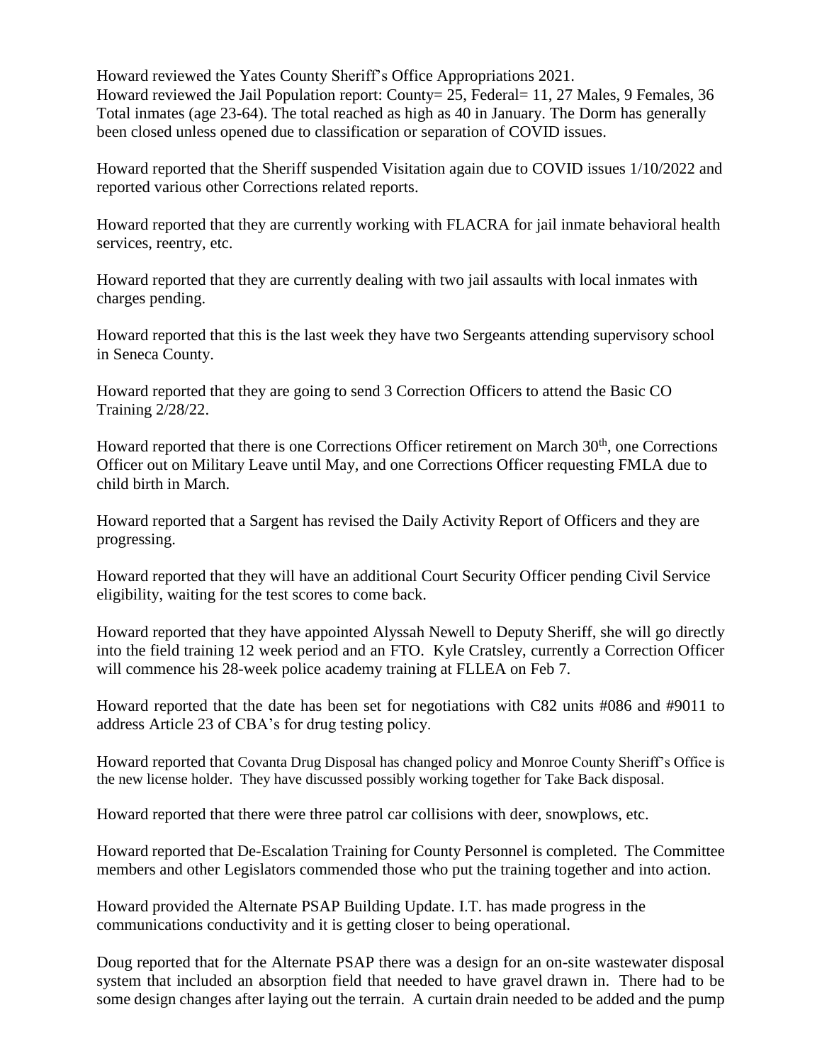Howard reviewed the Yates County Sheriff's Office Appropriations 2021.
Howard reviewed the Jail Population report: County= 25, Federal= 11, 27 Males, 9 Females, 36 Total inmates (age 23-64). The total reached as high as 40 in January. The Dorm has generally been closed unless opened due to classification or separation of COVID issues.

Howard reported that the Sheriff suspended Visitation again due to COVID issues 1/10/2022 and reported various other Corrections related reports.

Howard reported that they are currently working with FLACRA for jail inmate behavioral health services, reentry, etc.

Howard reported that they are currently dealing with two jail assaults with local inmates with charges pending.

Howard reported that this is the last week they have two Sergeants attending supervisory school in Seneca County.

Howard reported that they are going to send 3 Correction Officers to attend the Basic CO Training 2/28/22.

Howard reported that there is one Corrections Officer retirement on March 30th, one Corrections Officer out on Military Leave until May, and one Corrections Officer requesting FMLA due to child birth in March.

Howard reported that a Sargent has revised the Daily Activity Report of Officers and they are progressing.

Howard reported that they will have an additional Court Security Officer pending Civil Service eligibility, waiting for the test scores to come back.

Howard reported that they have appointed Alyssah Newell to Deputy Sheriff, she will go directly into the field training 12 week period and an FTO. Kyle Cratsley, currently a Correction Officer will commence his 28-week police academy training at FLLEA on Feb 7.

Howard reported that the date has been set for negotiations with C82 units #086 and #9011 to address Article 23 of CBA's for drug testing policy.

Howard reported that Covanta Drug Disposal has changed policy and Monroe County Sheriff's Office is the new license holder. They have discussed possibly working together for Take Back disposal.

Howard reported that there were three patrol car collisions with deer, snowplows, etc.

Howard reported that De-Escalation Training for County Personnel is completed. The Committee members and other Legislators commended those who put the training together and into action.

Howard provided the Alternate PSAP Building Update. I.T. has made progress in the communications conductivity and it is getting closer to being operational.

Doug reported that for the Alternate PSAP there was a design for an on-site wastewater disposal system that included an absorption field that needed to have gravel drawn in. There had to be some design changes after laying out the terrain. A curtain drain needed to be added and the pump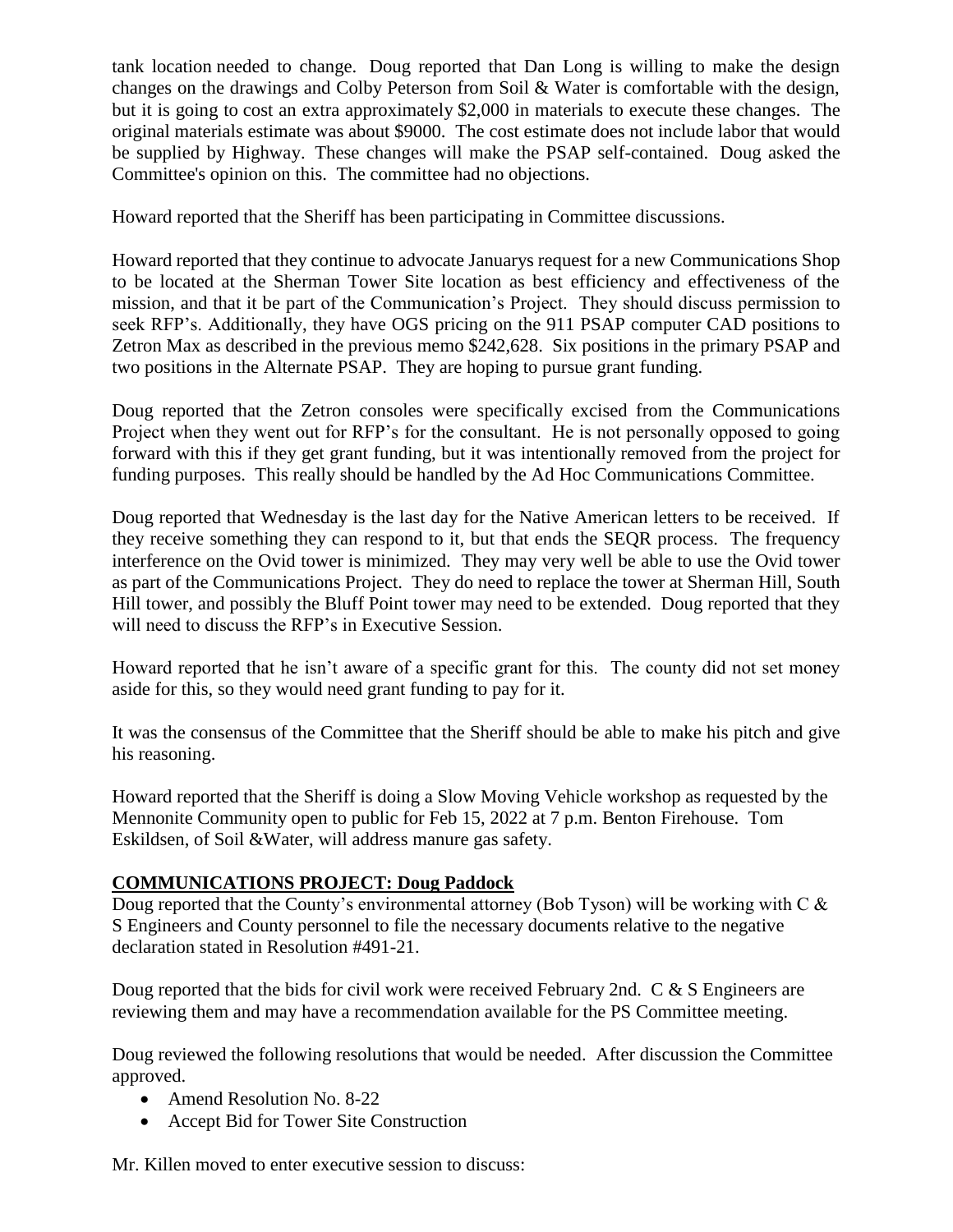tank location needed to change. Doug reported that Dan Long is willing to make the design changes on the drawings and Colby Peterson from Soil & Water is comfortable with the design, but it is going to cost an extra approximately $2,000 in materials to execute these changes. The original materials estimate was about $9000. The cost estimate does not include labor that would be supplied by Highway. These changes will make the PSAP self-contained. Doug asked the Committee's opinion on this. The committee had no objections.

Howard reported that the Sheriff has been participating in Committee discussions.

Howard reported that they continue to advocate Januarys request for a new Communications Shop to be located at the Sherman Tower Site location as best efficiency and effectiveness of the mission, and that it be part of the Communication's Project. They should discuss permission to seek RFP's. Additionally, they have OGS pricing on the 911 PSAP computer CAD positions to Zetron Max as described in the previous memo $242,628. Six positions in the primary PSAP and two positions in the Alternate PSAP. They are hoping to pursue grant funding.

Doug reported that the Zetron consoles were specifically excised from the Communications Project when they went out for RFP's for the consultant. He is not personally opposed to going forward with this if they get grant funding, but it was intentionally removed from the project for funding purposes. This really should be handled by the Ad Hoc Communications Committee.

Doug reported that Wednesday is the last day for the Native American letters to be received. If they receive something they can respond to it, but that ends the SEQR process. The frequency interference on the Ovid tower is minimized. They may very well be able to use the Ovid tower as part of the Communications Project. They do need to replace the tower at Sherman Hill, South Hill tower, and possibly the Bluff Point tower may need to be extended. Doug reported that they will need to discuss the RFP's in Executive Session.

Howard reported that he isn't aware of a specific grant for this. The county did not set money aside for this, so they would need grant funding to pay for it.

It was the consensus of the Committee that the Sheriff should be able to make his pitch and give his reasoning.

Howard reported that the Sheriff is doing a Slow Moving Vehicle workshop as requested by the Mennonite Community open to public for Feb 15, 2022 at 7 p.m. Benton Firehouse. Tom Eskildsen, of Soil &Water, will address manure gas safety.

**COMMUNICATIONS PROJECT: Doug Paddock**

Doug reported that the County's environmental attorney (Bob Tyson) will be working with C & S Engineers and County personnel to file the necessary documents relative to the negative declaration stated in Resolution #491-21.

Doug reported that the bids for civil work were received February 2nd. C & S Engineers are reviewing them and may have a recommendation available for the PS Committee meeting.

Doug reviewed the following resolutions that would be needed. After discussion the Committee approved.

- Amend Resolution No. 8-22
- Accept Bid for Tower Site Construction

Mr. Killen moved to enter executive session to discuss: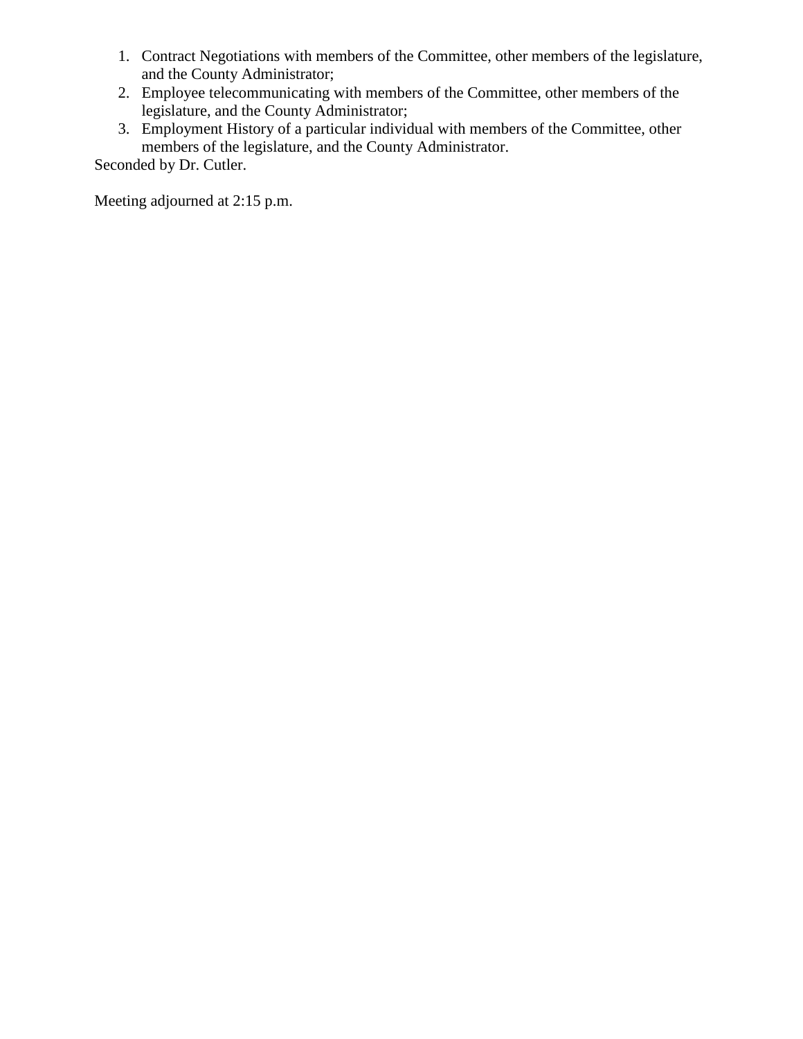1. Contract Negotiations with members of the Committee, other members of the legislature, and the County Administrator;
2. Employee telecommunicating with members of the Committee, other members of the legislature, and the County Administrator;
3. Employment History of a particular individual with members of the Committee, other members of the legislature, and the County Administrator.

Seconded by Dr. Cutler.

Meeting adjourned at 2:15 p.m.